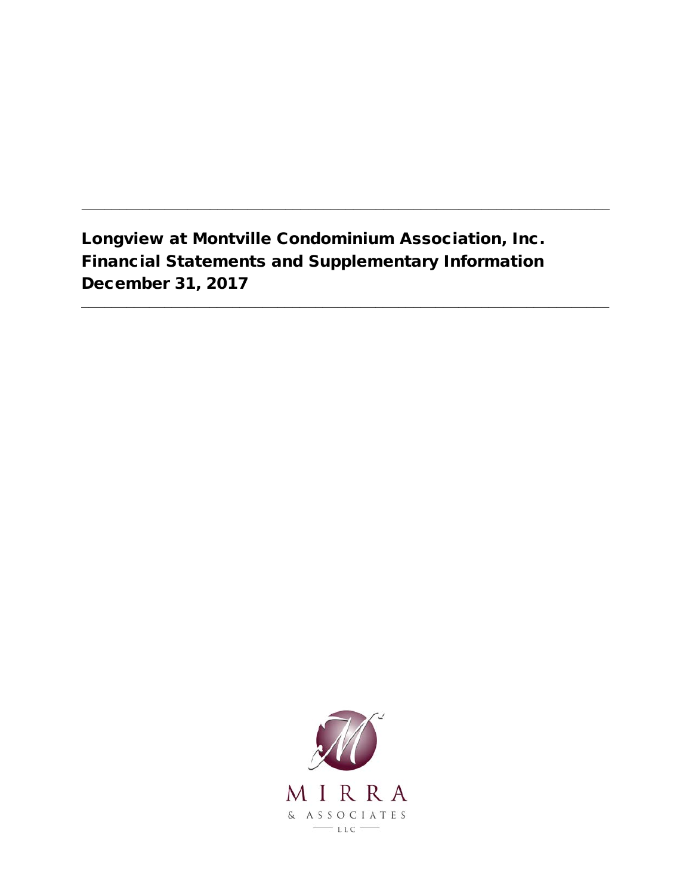# Longview at Montville Condominium Association, Inc.
# Financial Statements and Supplementary Information
# December 31, 2017

MIRRA
& ASSOCIATES
LLC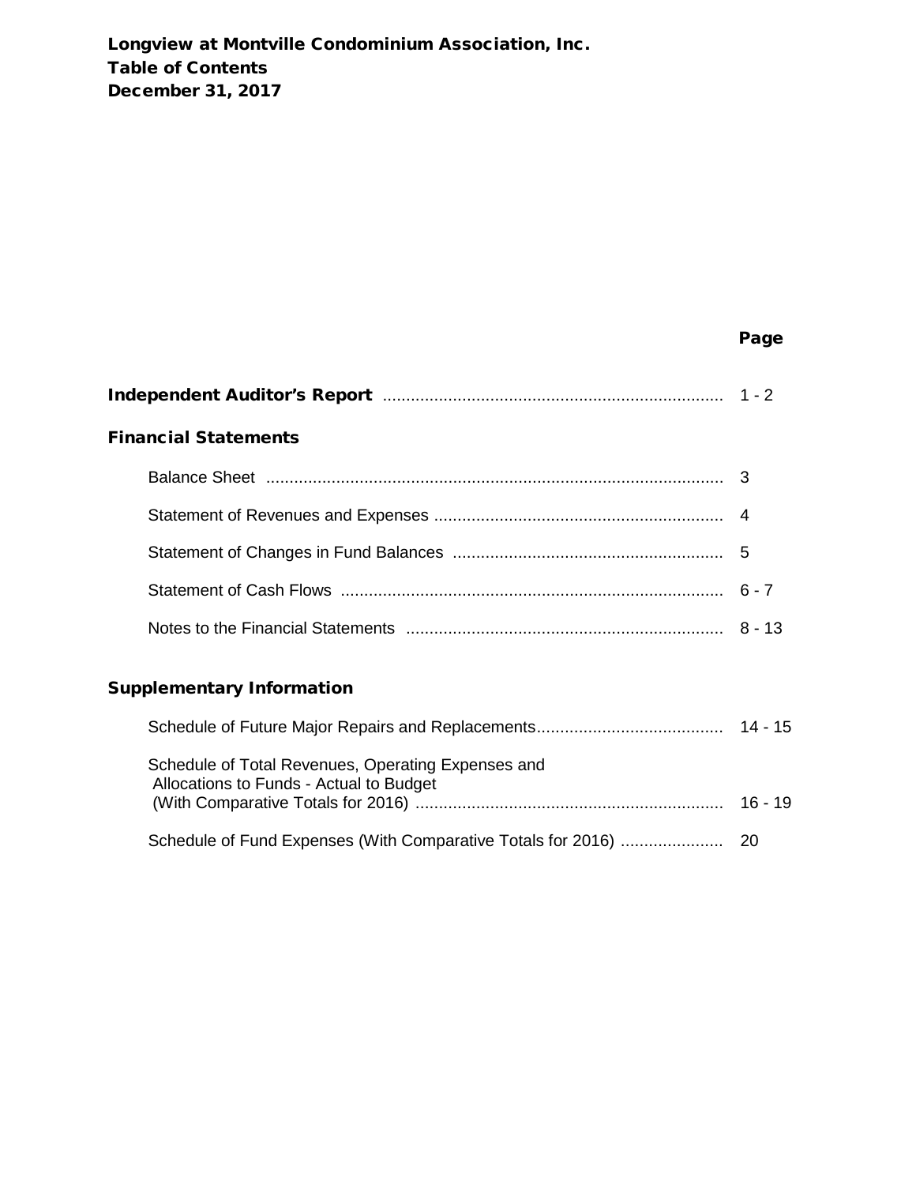**Longview at Montville Condominium Association, Inc.**
**Table of Contents**
**December 31, 2017**

| | Page |
|---|---|
| **Independent Auditor's Report** | 1 - 2 |
| **Financial Statements** | |
| Balance Sheet | 3 |
| Statement of Revenues and Expenses | 4 |
| Statement of Changes in Fund Balances | 5 |
| Statement of Cash Flows | 6 - 7 |
| Notes to the Financial Statements | 8 - 13 |
| **Supplementary Information** | |
| Schedule of Future Major Repairs and Replacements | 14 - 15 |
| Schedule of Total Revenues, Operating Expenses and Allocations to Funds - Actual to Budget (With Comparative Totals for 2016) | 16 - 19 |
| Schedule of Fund Expenses (With Comparative Totals for 2016) | 20 |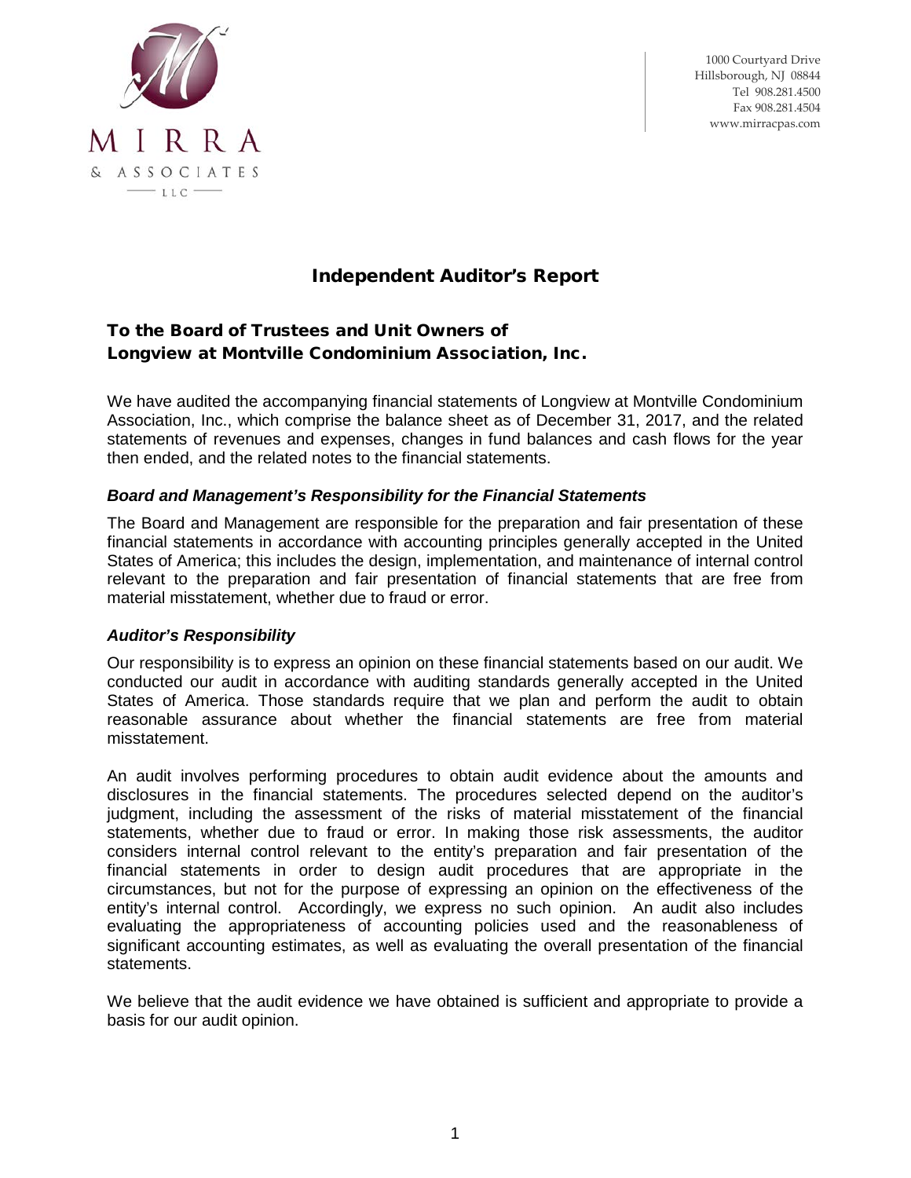MIRRA
& ASSOCIATES
LLC

1000 Courtyard Drive
Hillsborough, NJ 08844
Tel 908.281.4500
Fax 908.281.4504
www.mirracpas.com

# Independent Auditor's Report

**To the Board of Trustees and Unit Owners of**
**Longview at Montville Condominium Association, Inc.**

We have audited the accompanying financial statements of Longview at Montville Condominium Association, Inc., which comprise the balance sheet as of December 31, 2017, and the related statements of revenues and expenses, changes in fund balances and cash flows for the year then ended, and the related notes to the financial statements.

### ***Board and Management's Responsibility for the Financial Statements***

The Board and Management are responsible for the preparation and fair presentation of these financial statements in accordance with accounting principles generally accepted in the United States of America; this includes the design, implementation, and maintenance of internal control relevant to the preparation and fair presentation of financial statements that are free from material misstatement, whether due to fraud or error.

### ***Auditor's Responsibility***

Our responsibility is to express an opinion on these financial statements based on our audit. We conducted our audit in accordance with auditing standards generally accepted in the United States of America. Those standards require that we plan and perform the audit to obtain reasonable assurance about whether the financial statements are free from material misstatement.

An audit involves performing procedures to obtain audit evidence about the amounts and disclosures in the financial statements. The procedures selected depend on the auditor's judgment, including the assessment of the risks of material misstatement of the financial statements, whether due to fraud or error. In making those risk assessments, the auditor considers internal control relevant to the entity's preparation and fair presentation of the financial statements in order to design audit procedures that are appropriate in the circumstances, but not for the purpose of expressing an opinion on the effectiveness of the entity's internal control. Accordingly, we express no such opinion. An audit also includes evaluating the appropriateness of accounting policies used and the reasonableness of significant accounting estimates, as well as evaluating the overall presentation of the financial statements.

We believe that the audit evidence we have obtained is sufficient and appropriate to provide a basis for our audit opinion.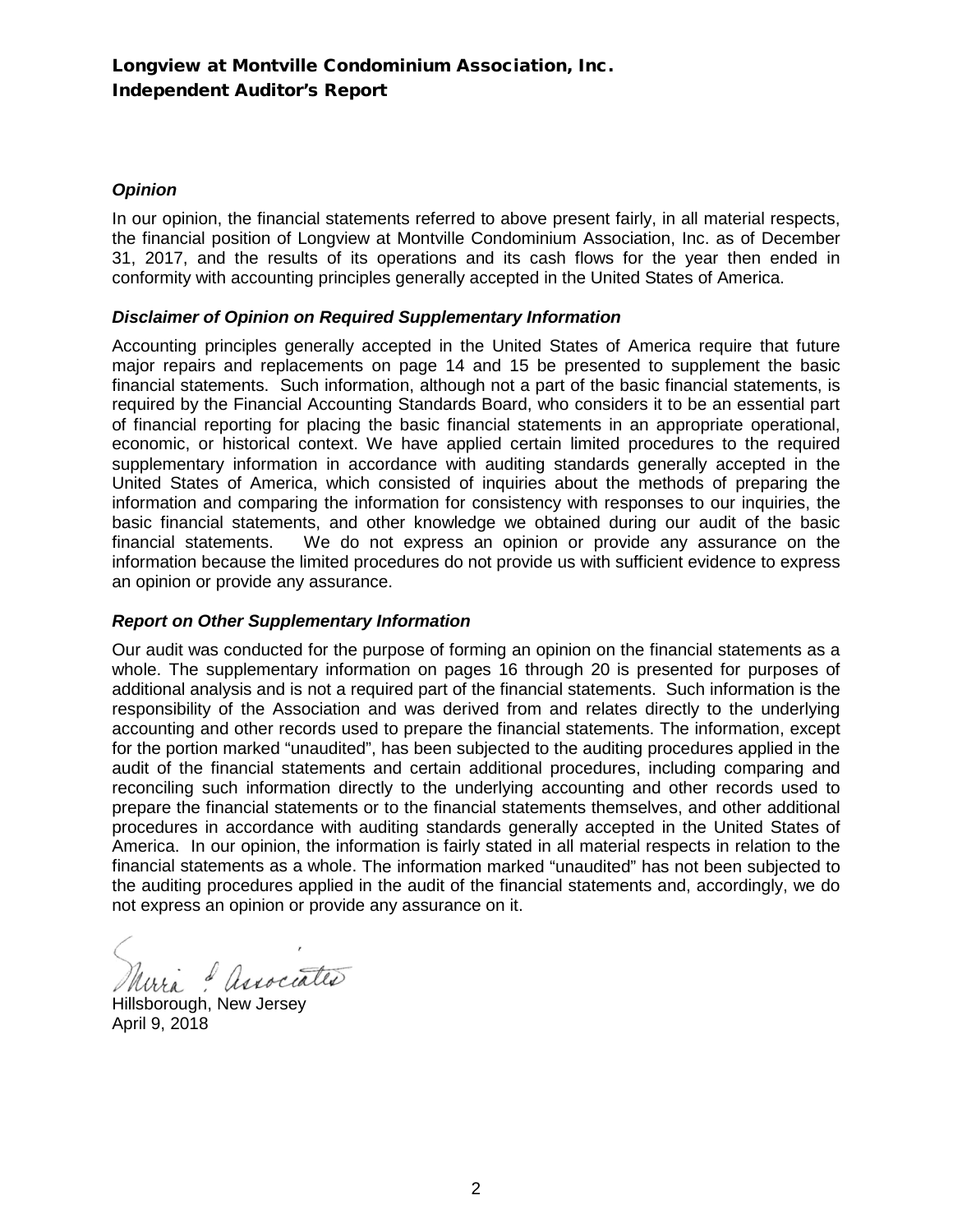# Longview at Montville Condominium Association, Inc.
## Independent Auditor's Report

### *Opinion*

In our opinion, the financial statements referred to above present fairly, in all material respects, the financial position of Longview at Montville Condominium Association, Inc. as of December 31, 2017, and the results of its operations and its cash flows for the year then ended in conformity with accounting principles generally accepted in the United States of America.

### *Disclaimer of Opinion on Required Supplementary Information*

Accounting principles generally accepted in the United States of America require that future major repairs and replacements on page 14 and 15 be presented to supplement the basic financial statements. Such information, although not a part of the basic financial statements, is required by the Financial Accounting Standards Board, who considers it to be an essential part of financial reporting for placing the basic financial statements in an appropriate operational, economic, or historical context. We have applied certain limited procedures to the required supplementary information in accordance with auditing standards generally accepted in the United States of America, which consisted of inquiries about the methods of preparing the information and comparing the information for consistency with responses to our inquiries, the basic financial statements, and other knowledge we obtained during our audit of the basic financial statements. We do not express an opinion or provide any assurance on the information because the limited procedures do not provide us with sufficient evidence to express an opinion or provide any assurance.

### *Report on Other Supplementary Information*

Our audit was conducted for the purpose of forming an opinion on the financial statements as a whole. The supplementary information on pages 16 through 20 is presented for purposes of additional analysis and is not a required part of the financial statements. Such information is the responsibility of the Association and was derived from and relates directly to the underlying accounting and other records used to prepare the financial statements. The information, except for the portion marked "unaudited", has been subjected to the auditing procedures applied in the audit of the financial statements and certain additional procedures, including comparing and reconciling such information directly to the underlying accounting and other records used to prepare the financial statements or to the financial statements themselves, and other additional procedures in accordance with auditing standards generally accepted in the United States of America. In our opinion, the information is fairly stated in all material respects in relation to the financial statements as a whole. The information marked "unaudited" has not been subjected to the auditing procedures applied in the audit of the financial statements and, accordingly, we do not express an opinion or provide any assurance on it.

Mirra & Associates

Hillsborough, New Jersey
April 9, 2018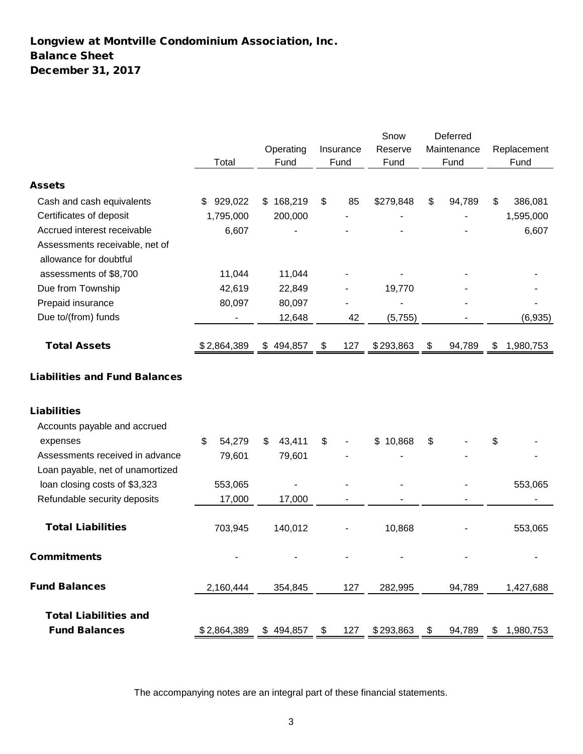# Longview at Montville Condominium Association, Inc.
## Balance Sheet
## December 31, 2017

| | Total | Operating Fund | Insurance Fund | Snow Reserve Fund | Deferred Maintenance Fund | Replacement Fund |
|---|---|---|---|---|---|---|
| **Assets** | | | | | | |
| Cash and cash equivalents | $ 929,022 | $ 168,219 | $ 85 | $279,848 | $ 94,789 | $ 386,081 |
| Certificates of deposit | 1,795,000 | 200,000 | - | - | - | 1,595,000 |
| Accrued interest receivable | 6,607 | - | - | - | - | 6,607 |
| Assessments receivable, net of allowance for doubtful assessments of $8,700 | 11,044 | 11,044 | - | - | - | - |
| Due from Township | 42,619 | 22,849 | - | 19,770 | - | - |
| Prepaid insurance | 80,097 | 80,097 | - | - | - | - |
| Due to/(from) funds | - | 12,648 | 42 | (5,755) | - | (6,935) |
| **Total Assets** | $2,864,389 | $ 494,857 | $ 127 | $293,863 | $ 94,789 | $ 1,980,753 |
| **Liabilities and Fund Balances** | | | | | | |
| **Liabilities** | | | | | | |
| Accounts payable and accrued expenses | $ 54,279 | $ 43,411 | $ - | $ 10,868 | $ - | $ - |
| Assessments received in advance | 79,601 | 79,601 | - | - | - | - |
| Loan payable, net of unamortized loan closing costs of $3,323 | 553,065 | - | - | - | - | 553,065 |
| Refundable security deposits | 17,000 | 17,000 | - | - | - | - |
| **Total Liabilities** | 703,945 | 140,012 | - | 10,868 | - | 553,065 |
| **Commitments** | - | - | - | - | - | - |
| **Fund Balances** | 2,160,444 | 354,845 | 127 | 282,995 | 94,789 | 1,427,688 |
| **Total Liabilities and Fund Balances** | $2,864,389 | $ 494,857 | $ 127 | $293,863 | $ 94,789 | $ 1,980,753 |

The accompanying notes are an integral part of these financial statements.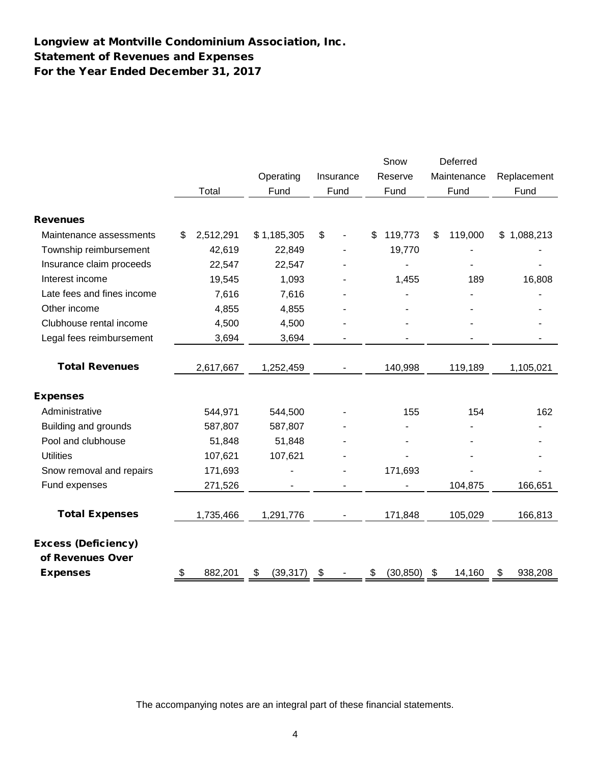# Longview at Montville Condominium Association, Inc.
## Statement of Revenues and Expenses
## For the Year Ended December 31, 2017

| | Total | Operating Fund | Insurance Fund | Snow Reserve Fund | Deferred Maintenance Fund | Replacement Fund |
|---|---|---|---|---|---|---|
| **Revenues** | | | | | | |
| Maintenance assessments | $ 2,512,291 | $ 1,185,305 | $ - | $ 119,773 | $ 119,000 | $ 1,088,213 |
| Township reimbursement | 42,619 | 22,849 | - | 19,770 | - | - |
| Insurance claim proceeds | 22,547 | 22,547 | - | - | - | - |
| Interest income | 19,545 | 1,093 | - | 1,455 | 189 | 16,808 |
| Late fees and fines income | 7,616 | 7,616 | - | - | - | - |
| Other income | 4,855 | 4,855 | - | - | - | - |
| Clubhouse rental income | 4,500 | 4,500 | - | - | - | - |
| Legal fees reimbursement | 3,694 | 3,694 | - | - | - | - |
| **Total Revenues** | 2,617,667 | 1,252,459 | - | 140,998 | 119,189 | 1,105,021 |
| **Expenses** | | | | | | |
| Administrative | 544,971 | 544,500 | - | 155 | 154 | 162 |
| Building and grounds | 587,807 | 587,807 | - | - | - | - |
| Pool and clubhouse | 51,848 | 51,848 | - | - | - | - |
| Utilities | 107,621 | 107,621 | - | - | - | - |
| Snow removal and repairs | 171,693 | - | - | 171,693 | - | - |
| Fund expenses | 271,526 | - | - | - | 104,875 | 166,651 |
| **Total Expenses** | 1,735,466 | 1,291,776 | - | 171,848 | 105,029 | 166,813 |
| **Excess (Deficiency) of Revenues Over Expenses** | $ 882,201 | $ (39,317) | $ - | $ (30,850) | $ 14,160 | $ 938,208 |

The accompanying notes are an integral part of these financial statements.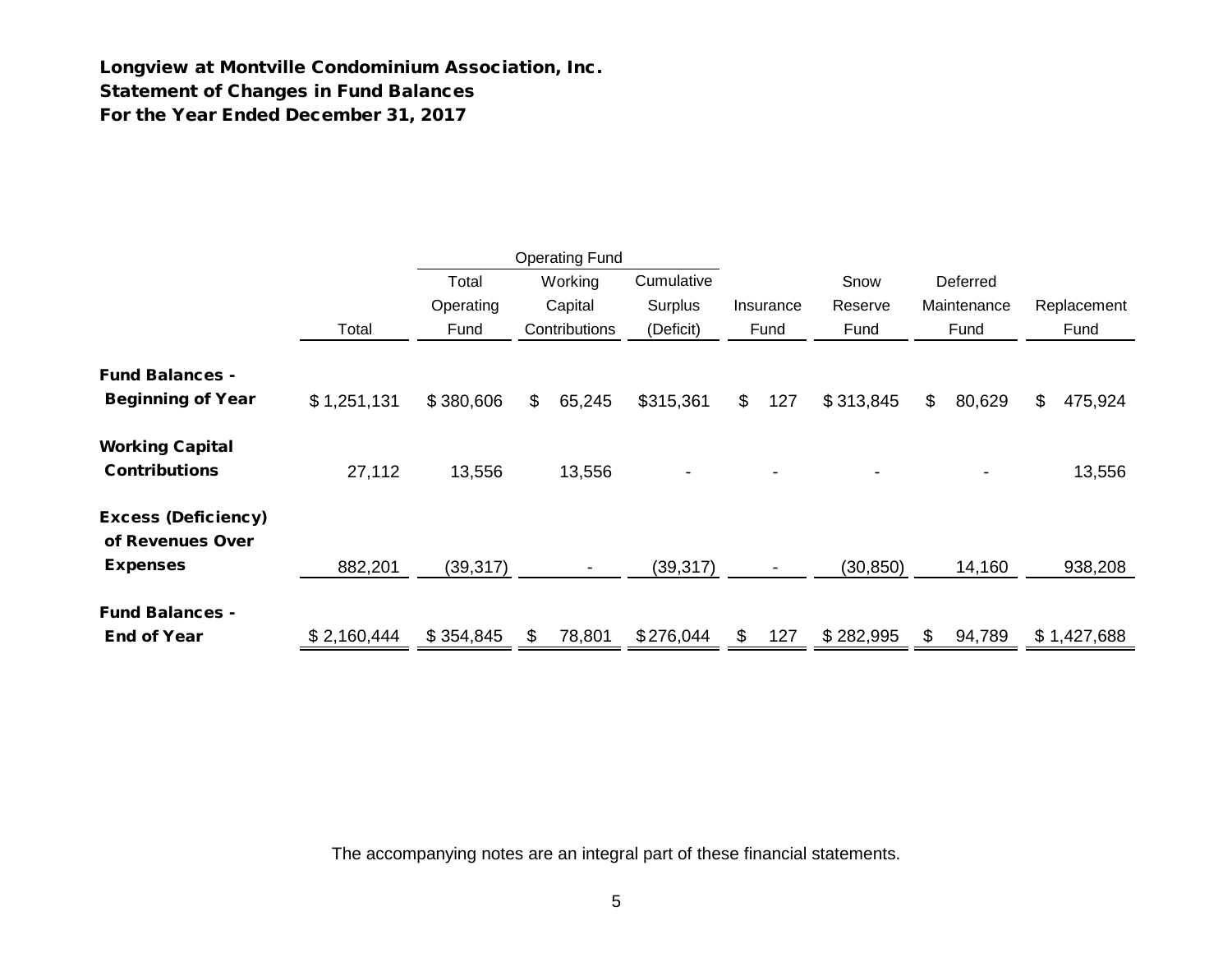**Longview at Montville Condominium Association, Inc.**
**Statement of Changes in Fund Balances**
**For the Year Ended December 31, 2017**

| | | Operating Fund | | | | | | |
|---|---|---|---|---|---|---|---|---|
| | Total | Total Operating Fund | Working Capital Contributions | Cumulative Surplus (Deficit) | Insurance Fund | Snow Reserve Fund | Deferred Maintenance Fund | Replacement Fund |
| **Fund Balances - Beginning of Year** | $ 1,251,131 | $ 380,606 | $ 65,245 | $315,361 | $ 127 | $ 313,845 | $ 80,629 | $ 475,924 |
| **Working Capital Contributions** | 27,112 | 13,556 | 13,556 | - | - | - | - | 13,556 |
| **Excess (Deficiency) of Revenues Over Expenses** | 882,201 | (39,317) | - | (39,317) | - | (30,850) | 14,160 | 938,208 |
| **Fund Balances - End of Year** | $ 2,160,444 | $ 354,845 | $ 78,801 | $276,044 | $ 127 | $ 282,995 | $ 94,789 | $ 1,427,688 |

The accompanying notes are an integral part of these financial statements.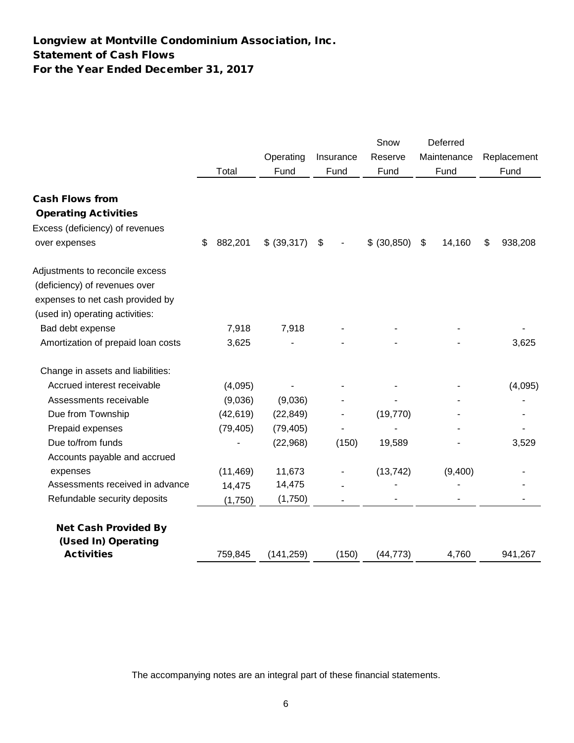# Longview at Montville Condominium Association, Inc.
## Statement of Cash Flows
## For the Year Ended December 31, 2017

| | Total | Operating Fund | Insurance Fund | Snow Reserve Fund | Deferred Maintenance Fund | Replacement Fund |
|---|---|---|---|---|---|---|
| **Cash Flows from Operating Activities** | | | | | | |
| Excess (deficiency) of revenues over expenses | $ 882,201 | $ (39,317) | $ - | $ (30,850) | $ 14,160 | $ 938,208 |
| Adjustments to reconcile excess (deficiency) of revenues over expenses to net cash provided by (used in) operating activities: | | | | | | |
| Bad debt expense | 7,918 | 7,918 | - | - | - | - |
| Amortization of prepaid loan costs | 3,625 | - | - | - | - | 3,625 |
| Change in assets and liabilities: | | | | | | |
| Accrued interest receivable | (4,095) | - | - | - | - | (4,095) |
| Assessments receivable | (9,036) | (9,036) | - | - | - | - |
| Due from Township | (42,619) | (22,849) | - | (19,770) | - | - |
| Prepaid expenses | (79,405) | (79,405) | - | - | - | - |
| Due to/from funds | - | (22,968) | (150) | 19,589 | - | 3,529 |
| Accounts payable and accrued expenses | (11,469) | 11,673 | - | (13,742) | (9,400) | - |
| Assessments received in advance | 14,475 | 14,475 | - | - | - | - |
| Refundable security deposits | (1,750) | (1,750) | - | - | - | - |
| **Net Cash Provided By (Used In) Operating Activities** | 759,845 | (141,259) | (150) | (44,773) | 4,760 | 941,267 |

The accompanying notes are an integral part of these financial statements.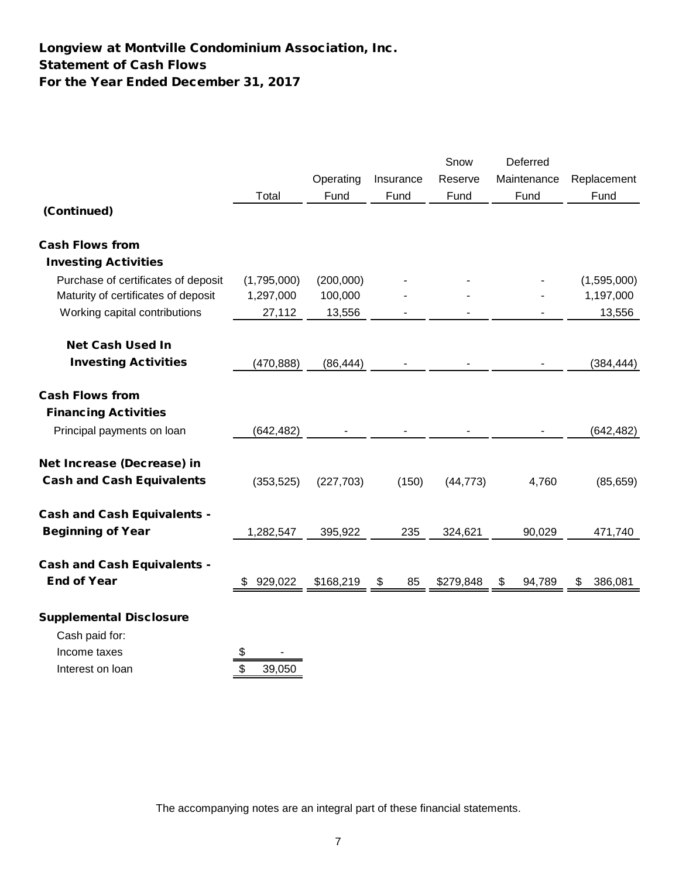# Longview at Montville Condominium Association, Inc.
## Statement of Cash Flows
## For the Year Ended December 31, 2017

| | Total | Operating Fund | Insurance Fund | Snow Reserve Fund | Deferred Maintenance Fund | Replacement Fund |
|---|---|---|---|---|---|---|
| **(Continued)** | | | | | | |
| **Cash Flows from Investing Activities** | | | | | | |
| Purchase of certificates of deposit | (1,795,000) | (200,000) | - | - | - | (1,595,000) |
| Maturity of certificates of deposit | 1,297,000 | 100,000 | - | - | - | 1,197,000 |
| Working capital contributions | 27,112 | 13,556 | - | - | - | 13,556 |
| **Net Cash Used In Investing Activities** | (470,888) | (86,444) | - | - | - | (384,444) |
| **Cash Flows from Financing Activities** | | | | | | |
| Principal payments on loan | (642,482) | - | - | - | - | (642,482) |
| **Net Increase (Decrease) in Cash and Cash Equivalents** | (353,525) | (227,703) | (150) | (44,773) | 4,760 | (85,659) |
| **Cash and Cash Equivalents - Beginning of Year** | 1,282,547 | 395,922 | 235 | 324,621 | 90,029 | 471,740 |
| **Cash and Cash Equivalents - End of Year** | $ 929,022 | $168,219 | $ 85 | $279,848 | $ 94,789 | $ 386,081 |

**Supplemental Disclosure**

| Cash paid for: | |
|---|---|
| Income taxes | $ - |
| Interest on loan | $ 39,050 |

The accompanying notes are an integral part of these financial statements.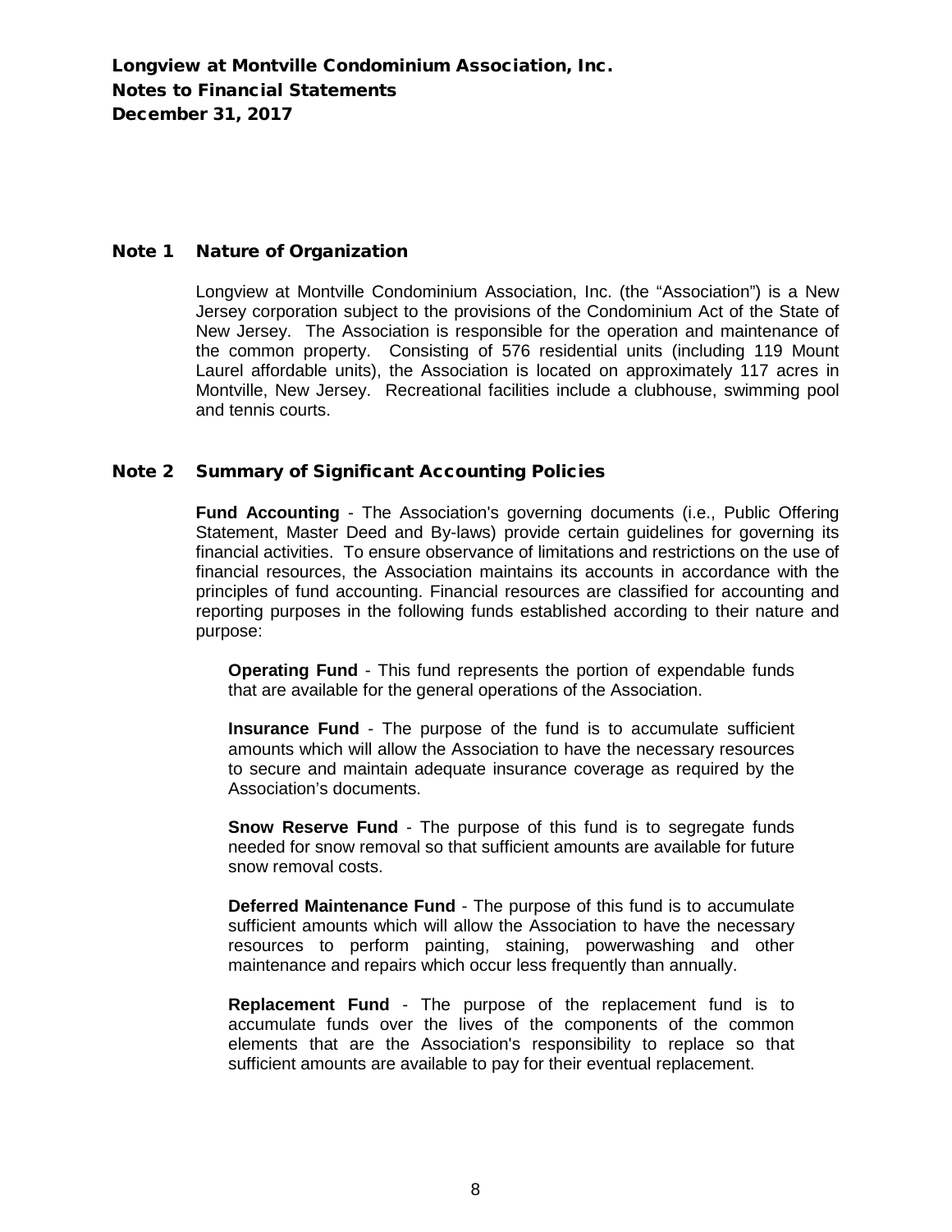# Longview at Montville Condominium Association, Inc.
# Notes to Financial Statements
# December 31, 2017

## Note 1 Nature of Organization

Longview at Montville Condominium Association, Inc. (the "Association") is a New Jersey corporation subject to the provisions of the Condominium Act of the State of New Jersey. The Association is responsible for the operation and maintenance of the common property. Consisting of 576 residential units (including 119 Mount Laurel affordable units), the Association is located on approximately 117 acres in Montville, New Jersey. Recreational facilities include a clubhouse, swimming pool and tennis courts.

## Note 2 Summary of Significant Accounting Policies

**Fund Accounting** - The Association's governing documents (i.e., Public Offering Statement, Master Deed and By-laws) provide certain guidelines for governing its financial activities. To ensure observance of limitations and restrictions on the use of financial resources, the Association maintains its accounts in accordance with the principles of fund accounting. Financial resources are classified for accounting and reporting purposes in the following funds established according to their nature and purpose:

**Operating Fund** - This fund represents the portion of expendable funds that are available for the general operations of the Association.

**Insurance Fund** - The purpose of the fund is to accumulate sufficient amounts which will allow the Association to have the necessary resources to secure and maintain adequate insurance coverage as required by the Association's documents.

**Snow Reserve Fund** - The purpose of this fund is to segregate funds needed for snow removal so that sufficient amounts are available for future snow removal costs.

**Deferred Maintenance Fund** - The purpose of this fund is to accumulate sufficient amounts which will allow the Association to have the necessary resources to perform painting, staining, powerwashing and other maintenance and repairs which occur less frequently than annually.

**Replacement Fund** - The purpose of the replacement fund is to accumulate funds over the lives of the components of the common elements that are the Association's responsibility to replace so that sufficient amounts are available to pay for their eventual replacement.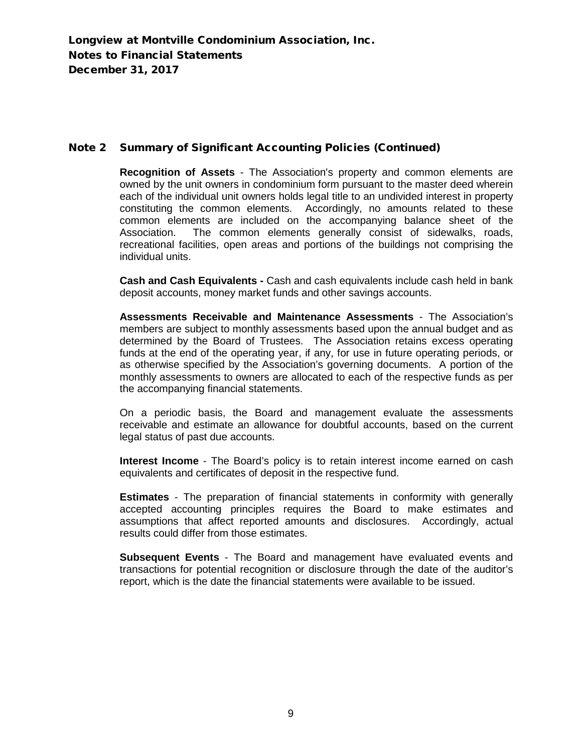**Longview at Montville Condominium Association, Inc.**
**Notes to Financial Statements**
**December 31, 2017**

## Note 2 Summary of Significant Accounting Policies (Continued)

**Recognition of Assets** - The Association's property and common elements are owned by the unit owners in condominium form pursuant to the master deed wherein each of the individual unit owners holds legal title to an undivided interest in property constituting the common elements. Accordingly, no amounts related to these common elements are included on the accompanying balance sheet of the Association. The common elements generally consist of sidewalks, roads, recreational facilities, open areas and portions of the buildings not comprising the individual units.

**Cash and Cash Equivalents -** Cash and cash equivalents include cash held in bank deposit accounts, money market funds and other savings accounts.

**Assessments Receivable and Maintenance Assessments** - The Association's members are subject to monthly assessments based upon the annual budget and as determined by the Board of Trustees. The Association retains excess operating funds at the end of the operating year, if any, for use in future operating periods, or as otherwise specified by the Association's governing documents. A portion of the monthly assessments to owners are allocated to each of the respective funds as per the accompanying financial statements.

On a periodic basis, the Board and management evaluate the assessments receivable and estimate an allowance for doubtful accounts, based on the current legal status of past due accounts.

**Interest Income** - The Board's policy is to retain interest income earned on cash equivalents and certificates of deposit in the respective fund.

**Estimates** - The preparation of financial statements in conformity with generally accepted accounting principles requires the Board to make estimates and assumptions that affect reported amounts and disclosures. Accordingly, actual results could differ from those estimates.

**Subsequent Events** - The Board and management have evaluated events and transactions for potential recognition or disclosure through the date of the auditor's report, which is the date the financial statements were available to be issued.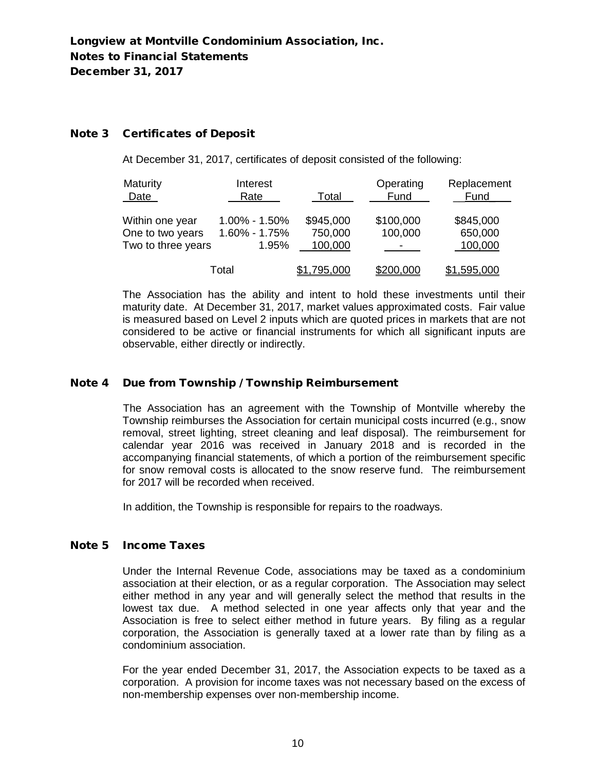**Longview at Montville Condominium Association, Inc.**
**Notes to Financial Statements**
**December 31, 2017**

## Note 3 Certificates of Deposit

At December 31, 2017, certificates of deposit consisted of the following:

| Maturity Date | Interest Rate | Total | Operating Fund | Replacement Fund |
|---|---|---|---|---|
| Within one year | 1.00% - 1.50% | $945,000 | $100,000 | $845,000 |
| One to two years | 1.60% - 1.75% | 750,000 | 100,000 | 650,000 |
| Two to three years | 1.95% | 100,000 | - | 100,000 |
| Total | | $1,795,000 | $200,000 | $1,595,000 |

The Association has the ability and intent to hold these investments until their maturity date. At December 31, 2017, market values approximated costs. Fair value is measured based on Level 2 inputs which are quoted prices in markets that are not considered to be active or financial instruments for which all significant inputs are observable, either directly or indirectly.

## Note 4 Due from Township / Township Reimbursement

The Association has an agreement with the Township of Montville whereby the Township reimburses the Association for certain municipal costs incurred (e.g., snow removal, street lighting, street cleaning and leaf disposal). The reimbursement for calendar year 2016 was received in January 2018 and is recorded in the accompanying financial statements, of which a portion of the reimbursement specific for snow removal costs is allocated to the snow reserve fund. The reimbursement for 2017 will be recorded when received.

In addition, the Township is responsible for repairs to the roadways.

## Note 5 Income Taxes

Under the Internal Revenue Code, associations may be taxed as a condominium association at their election, or as a regular corporation. The Association may select either method in any year and will generally select the method that results in the lowest tax due. A method selected in one year affects only that year and the Association is free to select either method in future years. By filing as a regular corporation, the Association is generally taxed at a lower rate than by filing as a condominium association.

For the year ended December 31, 2017, the Association expects to be taxed as a corporation. A provision for income taxes was not necessary based on the excess of non-membership expenses over non-membership income.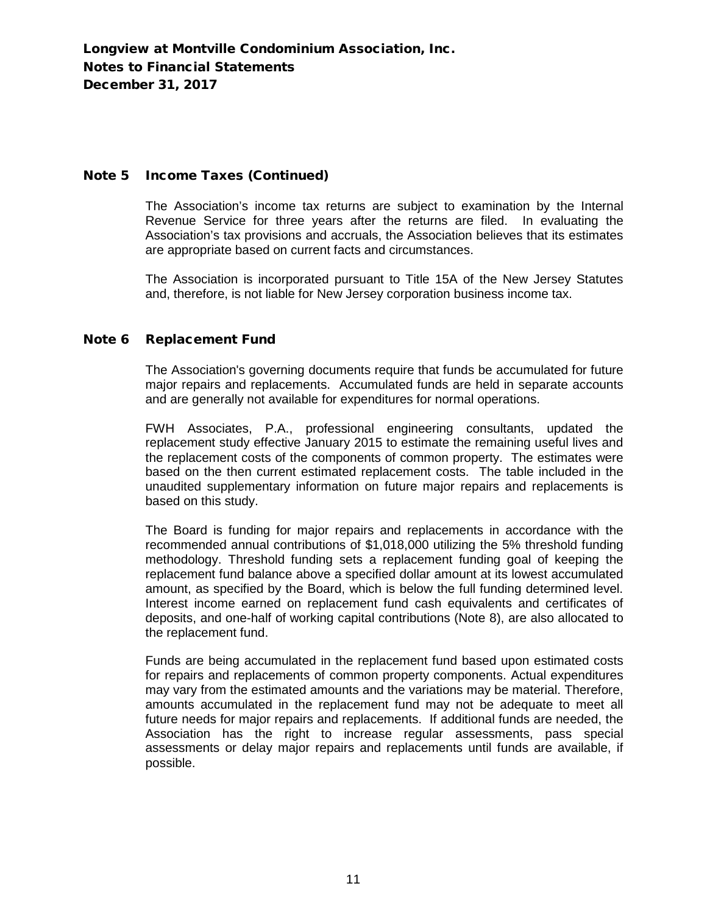# Longview at Montville Condominium Association, Inc.
# Notes to Financial Statements
# December 31, 2017

## Note 5 Income Taxes (Continued)

The Association's income tax returns are subject to examination by the Internal Revenue Service for three years after the returns are filed. In evaluating the Association's tax provisions and accruals, the Association believes that its estimates are appropriate based on current facts and circumstances.

The Association is incorporated pursuant to Title 15A of the New Jersey Statutes and, therefore, is not liable for New Jersey corporation business income tax.

## Note 6 Replacement Fund

The Association's governing documents require that funds be accumulated for future major repairs and replacements. Accumulated funds are held in separate accounts and are generally not available for expenditures for normal operations.

FWH Associates, P.A., professional engineering consultants, updated the replacement study effective January 2015 to estimate the remaining useful lives and the replacement costs of the components of common property. The estimates were based on the then current estimated replacement costs. The table included in the unaudited supplementary information on future major repairs and replacements is based on this study.

The Board is funding for major repairs and replacements in accordance with the recommended annual contributions of $1,018,000 utilizing the 5% threshold funding methodology. Threshold funding sets a replacement funding goal of keeping the replacement fund balance above a specified dollar amount at its lowest accumulated amount, as specified by the Board, which is below the full funding determined level. Interest income earned on replacement fund cash equivalents and certificates of deposits, and one-half of working capital contributions (Note 8), are also allocated to the replacement fund.

Funds are being accumulated in the replacement fund based upon estimated costs for repairs and replacements of common property components. Actual expenditures may vary from the estimated amounts and the variations may be material. Therefore, amounts accumulated in the replacement fund may not be adequate to meet all future needs for major repairs and replacements. If additional funds are needed, the Association has the right to increase regular assessments, pass special assessments or delay major repairs and replacements until funds are available, if possible.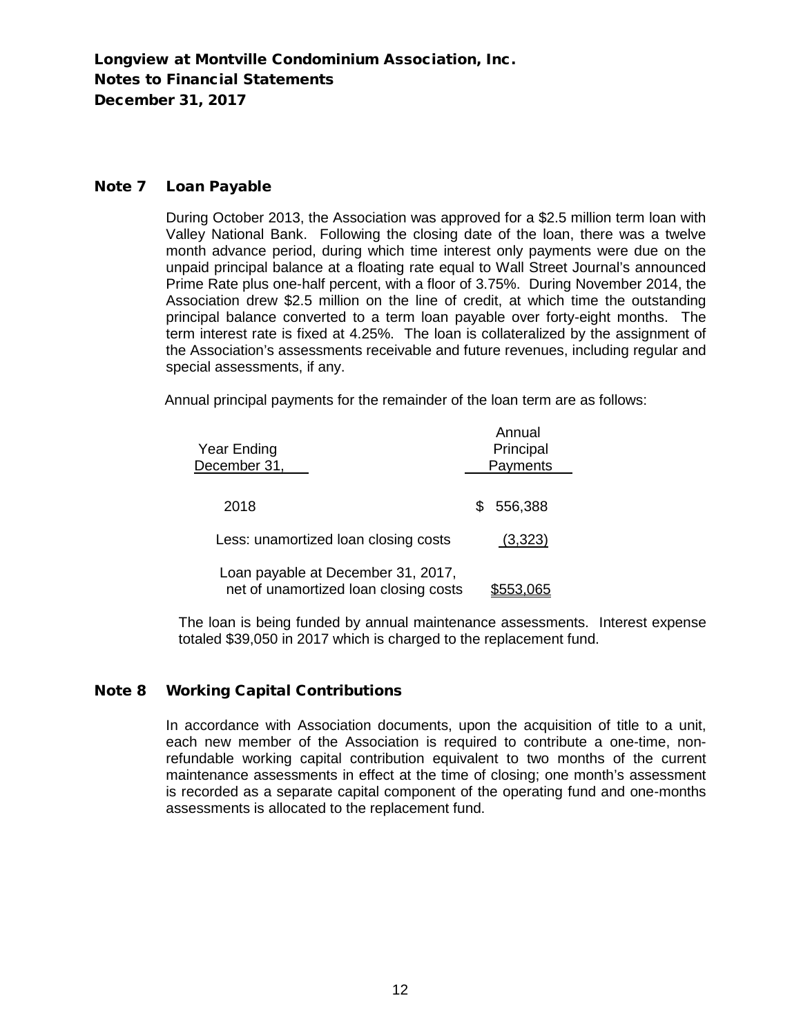# Longview at Montville Condominium Association, Inc.
# Notes to Financial Statements
# December 31, 2017

## Note 7 Loan Payable

During October 2013, the Association was approved for a $2.5 million term loan with Valley National Bank. Following the closing date of the loan, there was a twelve month advance period, during which time interest only payments were due on the unpaid principal balance at a floating rate equal to Wall Street Journal's announced Prime Rate plus one-half percent, with a floor of 3.75%. During November 2014, the Association drew $2.5 million on the line of credit, at which time the outstanding principal balance converted to a term loan payable over forty-eight months. The term interest rate is fixed at 4.25%. The loan is collateralized by the assignment of the Association's assessments receivable and future revenues, including regular and special assessments, if any.

Annual principal payments for the remainder of the loan term are as follows:

| Year Ending December 31, | Annual Principal Payments |
|---|---|
| 2018 | $ 556,388 |
| Less: unamortized loan closing costs | (3,323) |
| Loan payable at December 31, 2017, net of unamortized loan closing costs | $553,065 |

The loan is being funded by annual maintenance assessments. Interest expense totaled $39,050 in 2017 which is charged to the replacement fund.

## Note 8 Working Capital Contributions

In accordance with Association documents, upon the acquisition of title to a unit, each new member of the Association is required to contribute a one-time, non-refundable working capital contribution equivalent to two months of the current maintenance assessments in effect at the time of closing; one month's assessment is recorded as a separate capital component of the operating fund and one-months assessments is allocated to the replacement fund.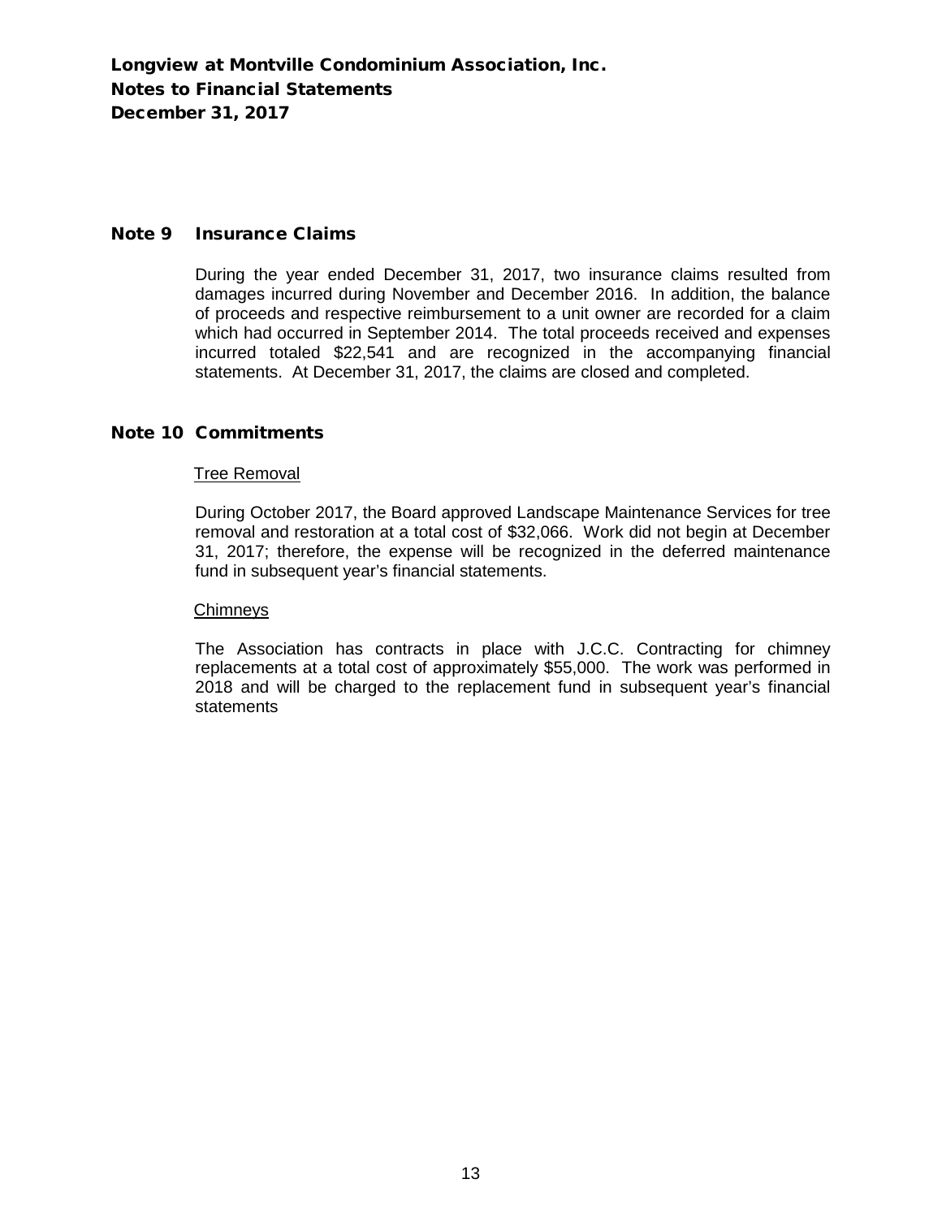# Longview at Montville Condominium Association, Inc.
# Notes to Financial Statements
# December 31, 2017

## Note 9 Insurance Claims

During the year ended December 31, 2017, two insurance claims resulted from damages incurred during November and December 2016. In addition, the balance of proceeds and respective reimbursement to a unit owner are recorded for a claim which had occurred in September 2014. The total proceeds received and expenses incurred totaled $22,541 and are recognized in the accompanying financial statements. At December 31, 2017, the claims are closed and completed.

## Note 10 Commitments

Tree Removal

During October 2017, the Board approved Landscape Maintenance Services for tree removal and restoration at a total cost of $32,066. Work did not begin at December 31, 2017; therefore, the expense will be recognized in the deferred maintenance fund in subsequent year's financial statements.

Chimneys

The Association has contracts in place with J.C.C. Contracting for chimney replacements at a total cost of approximately $55,000. The work was performed in 2018 and will be charged to the replacement fund in subsequent year's financial statements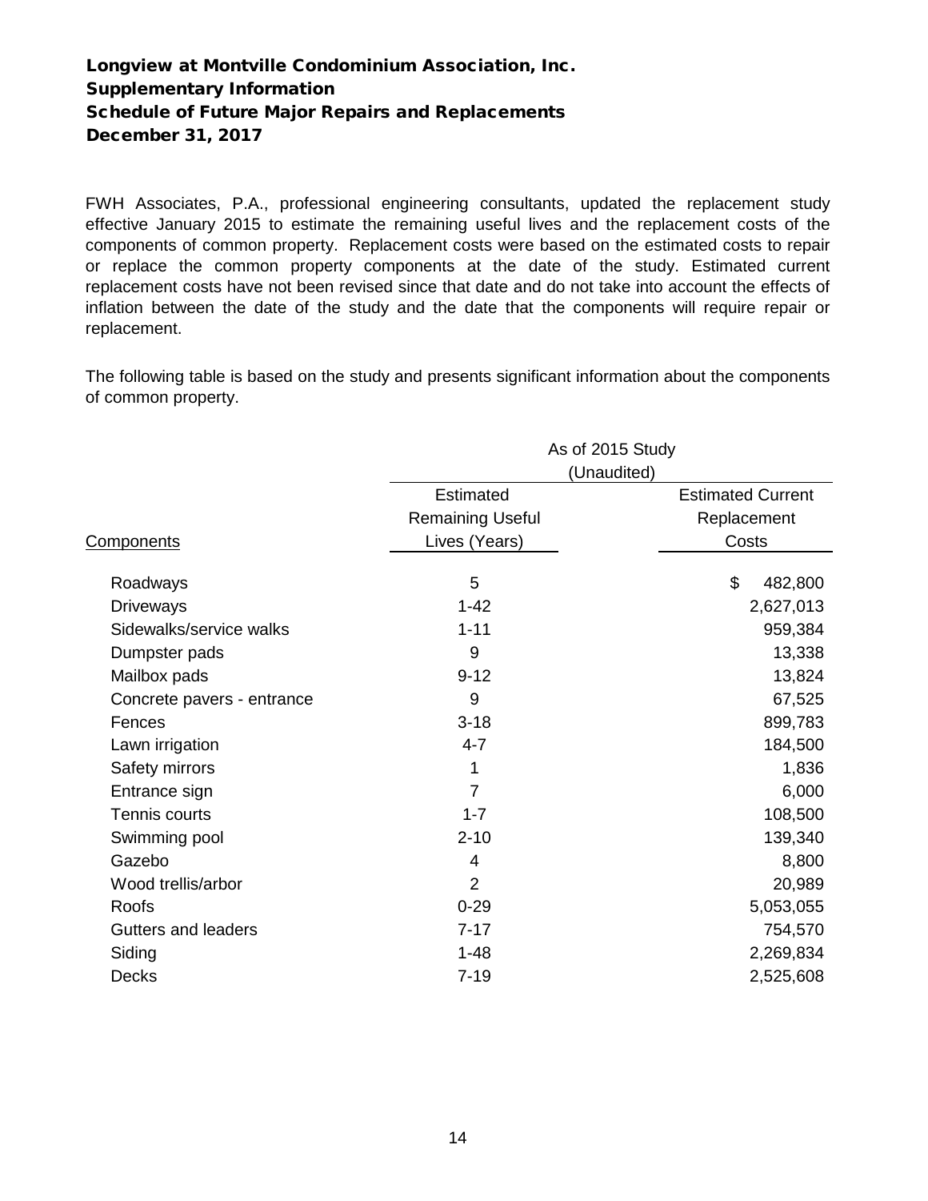# Longview at Montville Condominium Association, Inc.
## Supplementary Information
## Schedule of Future Major Repairs and Replacements
## December 31, 2017

FWH Associates, P.A., professional engineering consultants, updated the replacement study effective January 2015 to estimate the remaining useful lives and the replacement costs of the components of common property. Replacement costs were based on the estimated costs to repair or replace the common property components at the date of the study. Estimated current replacement costs have not been revised since that date and do not take into account the effects of inflation between the date of the study and the date that the components will require repair or replacement.

The following table is based on the study and presents significant information about the components of common property.

| | As of 2015 Study (Unaudited) | |
|---|---|---|
| Components | Estimated Remaining Useful Lives (Years) | Estimated Current Replacement Costs |
| Roadways | 5 | $ 482,800 |
| Driveways | 1-42 | 2,627,013 |
| Sidewalks/service walks | 1-11 | 959,384 |
| Dumpster pads | 9 | 13,338 |
| Mailbox pads | 9-12 | 13,824 |
| Concrete pavers - entrance | 9 | 67,525 |
| Fences | 3-18 | 899,783 |
| Lawn irrigation | 4-7 | 184,500 |
| Safety mirrors | 1 | 1,836 |
| Entrance sign | 7 | 6,000 |
| Tennis courts | 1-7 | 108,500 |
| Swimming pool | 2-10 | 139,340 |
| Gazebo | 4 | 8,800 |
| Wood trellis/arbor | 2 | 20,989 |
| Roofs | 0-29 | 5,053,055 |
| Gutters and leaders | 7-17 | 754,570 |
| Siding | 1-48 | 2,269,834 |
| Decks | 7-19 | 2,525,608 |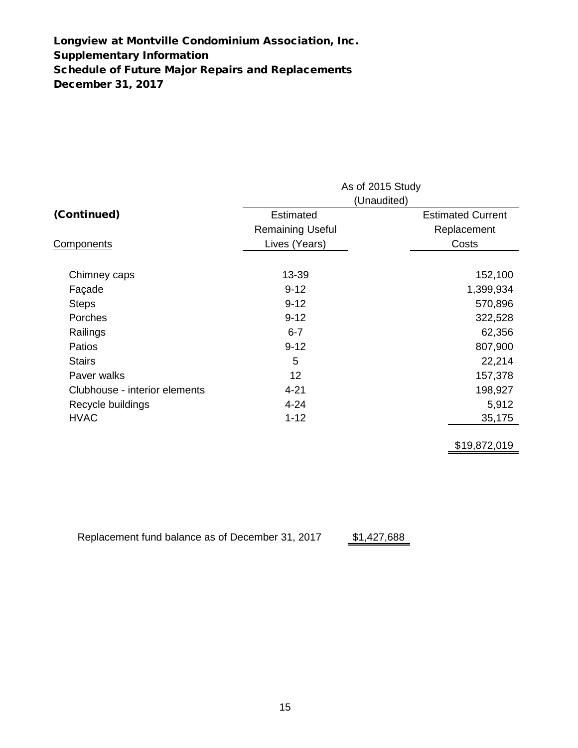**Longview at Montville Condominium Association, Inc.**
**Supplementary Information**
**Schedule of Future Major Repairs and Replacements**
**December 31, 2017**

| **(Continued)** | As of 2015 Study (Unaudited) | |
|---|---|---|
| Components | Estimated Remaining Useful Lives (Years) | Estimated Current Replacement Costs |
| Chimney caps | 13-39 | 152,100 |
| Façade | 9-12 | 1,399,934 |
| Steps | 9-12 | 570,896 |
| Porches | 9-12 | 322,528 |
| Railings | 6-7 | 62,356 |
| Patios | 9-12 | 807,900 |
| Stairs | 5 | 22,214 |
| Paver walks | 12 | 157,378 |
| Clubhouse - interior elements | 4-21 | 198,927 |
| Recycle buildings | 4-24 | 5,912 |
| HVAC | 1-12 | 35,175 |
| | | $19,872,019 |

| | |
|---|---|
| Replacement fund balance as of December 31, 2017 | $1,427,688 |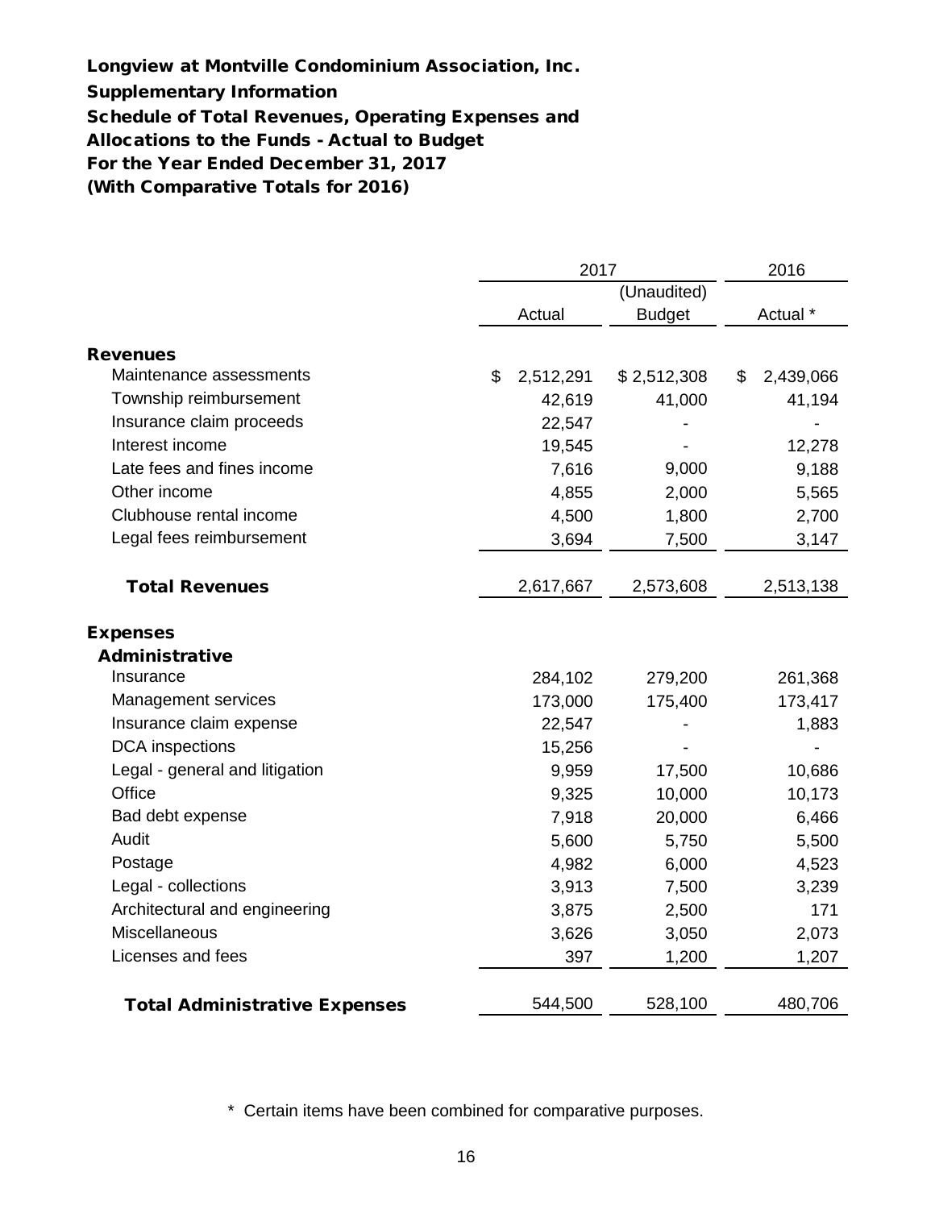**Longview at Montville Condominium Association, Inc.**
**Supplementary Information**
**Schedule of Total Revenues, Operating Expenses and Allocations to the Funds - Actual to Budget**
**For the Year Ended December 31, 2017**
**(With Comparative Totals for 2016)**

| | 2017 | | 2016 |
|---|---|---|---|
| | | (Unaudited) | |
| | Actual | Budget | Actual * |
| **Revenues** | | | |
| Maintenance assessments | $ 2,512,291 | $ 2,512,308 | $ 2,439,066 |
| Township reimbursement | 42,619 | 41,000 | 41,194 |
| Insurance claim proceeds | 22,547 | - | - |
| Interest income | 19,545 | - | 12,278 |
| Late fees and fines income | 7,616 | 9,000 | 9,188 |
| Other income | 4,855 | 2,000 | 5,565 |
| Clubhouse rental income | 4,500 | 1,800 | 2,700 |
| Legal fees reimbursement | 3,694 | 7,500 | 3,147 |
| **Total Revenues** | 2,617,667 | 2,573,608 | 2,513,138 |
| **Expenses** | | | |
| **Administrative** | | | |
| Insurance | 284,102 | 279,200 | 261,368 |
| Management services | 173,000 | 175,400 | 173,417 |
| Insurance claim expense | 22,547 | - | 1,883 |
| DCA inspections | 15,256 | - | - |
| Legal - general and litigation | 9,959 | 17,500 | 10,686 |
| Office | 9,325 | 10,000 | 10,173 |
| Bad debt expense | 7,918 | 20,000 | 6,466 |
| Audit | 5,600 | 5,750 | 5,500 |
| Postage | 4,982 | 6,000 | 4,523 |
| Legal - collections | 3,913 | 7,500 | 3,239 |
| Architectural and engineering | 3,875 | 2,500 | 171 |
| Miscellaneous | 3,626 | 3,050 | 2,073 |
| Licenses and fees | 397 | 1,200 | 1,207 |
| **Total Administrative Expenses** | 544,500 | 528,100 | 480,706 |

\* Certain items have been combined for comparative purposes.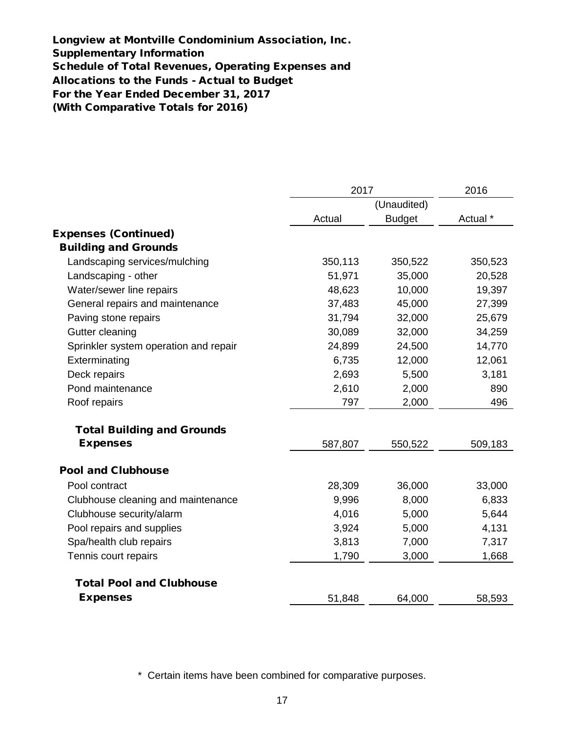**Longview at Montville Condominium Association, Inc.**
**Supplementary Information**
**Schedule of Total Revenues, Operating Expenses and Allocations to the Funds - Actual to Budget**
**For the Year Ended December 31, 2017**
**(With Comparative Totals for 2016)**

| | 2017 | | 2016 |
|---|---|---|---|
| | | (Unaudited) | |
| | Actual | Budget | Actual * |
| **Expenses (Continued)** | | | |
| **Building and Grounds** | | | |
| Landscaping services/mulching | 350,113 | 350,522 | 350,523 |
| Landscaping - other | 51,971 | 35,000 | 20,528 |
| Water/sewer line repairs | 48,623 | 10,000 | 19,397 |
| General repairs and maintenance | 37,483 | 45,000 | 27,399 |
| Paving stone repairs | 31,794 | 32,000 | 25,679 |
| Gutter cleaning | 30,089 | 32,000 | 34,259 |
| Sprinkler system operation and repair | 24,899 | 24,500 | 14,770 |
| Exterminating | 6,735 | 12,000 | 12,061 |
| Deck repairs | 2,693 | 5,500 | 3,181 |
| Pond maintenance | 2,610 | 2,000 | 890 |
| Roof repairs | 797 | 2,000 | 496 |
| **Total Building and Grounds Expenses** | 587,807 | 550,522 | 509,183 |
| **Pool and Clubhouse** | | | |
| Pool contract | 28,309 | 36,000 | 33,000 |
| Clubhouse cleaning and maintenance | 9,996 | 8,000 | 6,833 |
| Clubhouse security/alarm | 4,016 | 5,000 | 5,644 |
| Pool repairs and supplies | 3,924 | 5,000 | 4,131 |
| Spa/health club repairs | 3,813 | 7,000 | 7,317 |
| Tennis court repairs | 1,790 | 3,000 | 1,668 |
| **Total Pool and Clubhouse Expenses** | 51,848 | 64,000 | 58,593 |

\* Certain items have been combined for comparative purposes.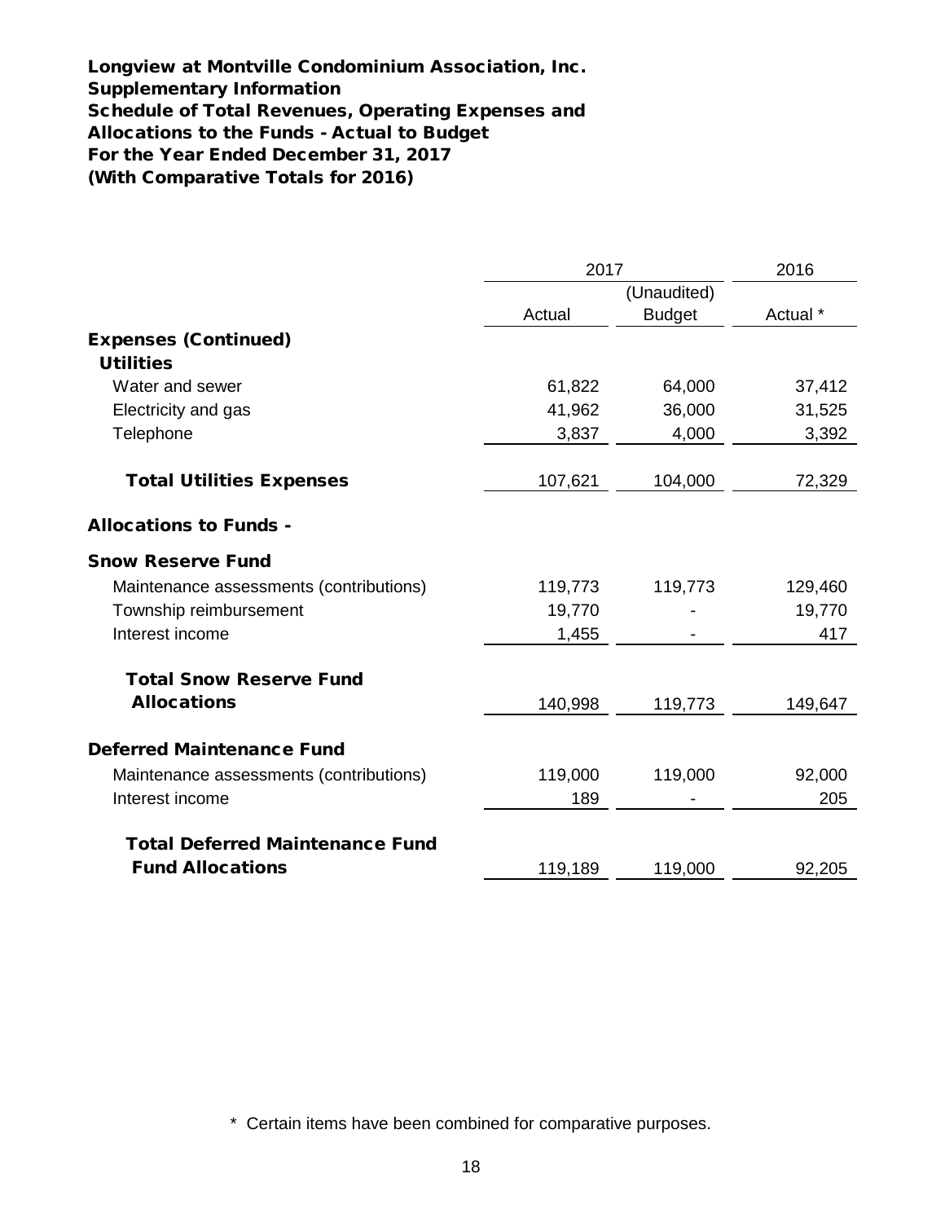**Longview at Montville Condominium Association, Inc.**
**Supplementary Information**
**Schedule of Total Revenues, Operating Expenses and**
**Allocations to the Funds - Actual to Budget**
**For the Year Ended December 31, 2017**
**(With Comparative Totals for 2016)**

| | 2017 | | 2016 |
|---|---|---|---|
| | Actual | (Unaudited) Budget | Actual * |
| **Expenses (Continued)** | | | |
| **Utilities** | | | |
| Water and sewer | 61,822 | 64,000 | 37,412 |
| Electricity and gas | 41,962 | 36,000 | 31,525 |
| Telephone | 3,837 | 4,000 | 3,392 |
| **Total Utilities Expenses** | 107,621 | 104,000 | 72,329 |
| **Allocations to Funds -** | | | |
| **Snow Reserve Fund** | | | |
| Maintenance assessments (contributions) | 119,773 | 119,773 | 129,460 |
| Township reimbursement | 19,770 | - | 19,770 |
| Interest income | 1,455 | - | 417 |
| **Total Snow Reserve Fund Allocations** | 140,998 | 119,773 | 149,647 |
| **Deferred Maintenance Fund** | | | |
| Maintenance assessments (contributions) | 119,000 | 119,000 | 92,000 |
| Interest income | 189 | - | 205 |
| **Total Deferred Maintenance Fund Fund Allocations** | 119,189 | 119,000 | 92,205 |

\* Certain items have been combined for comparative purposes.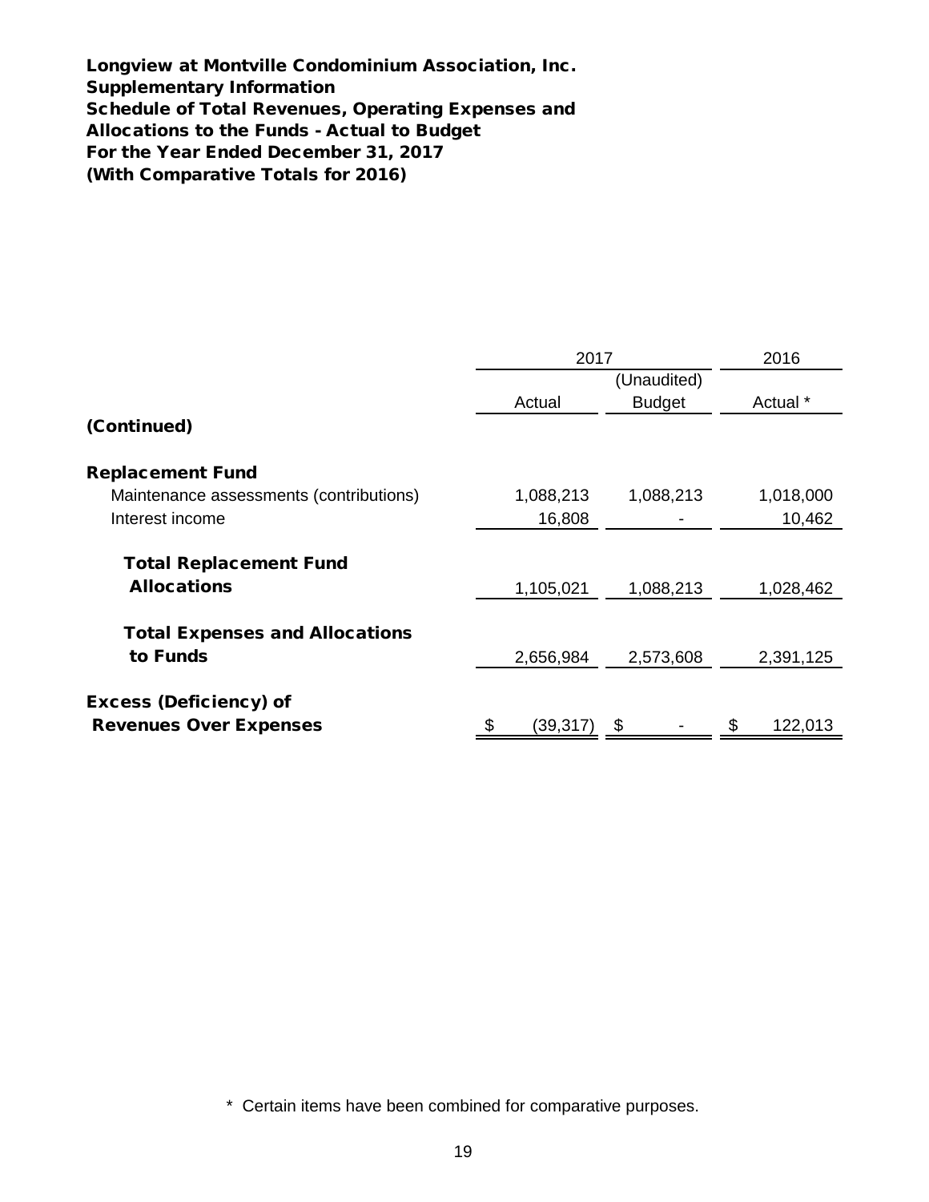**Longview at Montville Condominium Association, Inc.**
**Supplementary Information**
**Schedule of Total Revenues, Operating Expenses and**
**Allocations to the Funds - Actual to Budget**
**For the Year Ended December 31, 2017**
**(With Comparative Totals for 2016)**

| | 2017 | | 2016 |
|---|---|---|---|
| | Actual | (Unaudited) Budget | Actual * |
| **(Continued)** | | | |
| **Replacement Fund** | | | |
| Maintenance assessments (contributions) | 1,088,213 | 1,088,213 | 1,018,000 |
| Interest income | 16,808 | - | 10,462 |
| **Total Replacement Fund Allocations** | 1,105,021 | 1,088,213 | 1,028,462 |
| **Total Expenses and Allocations to Funds** | 2,656,984 | 2,573,608 | 2,391,125 |
| **Excess (Deficiency) of Revenues Over Expenses** | $ (39,317) | $ - | $ 122,013 |

\* Certain items have been combined for comparative purposes.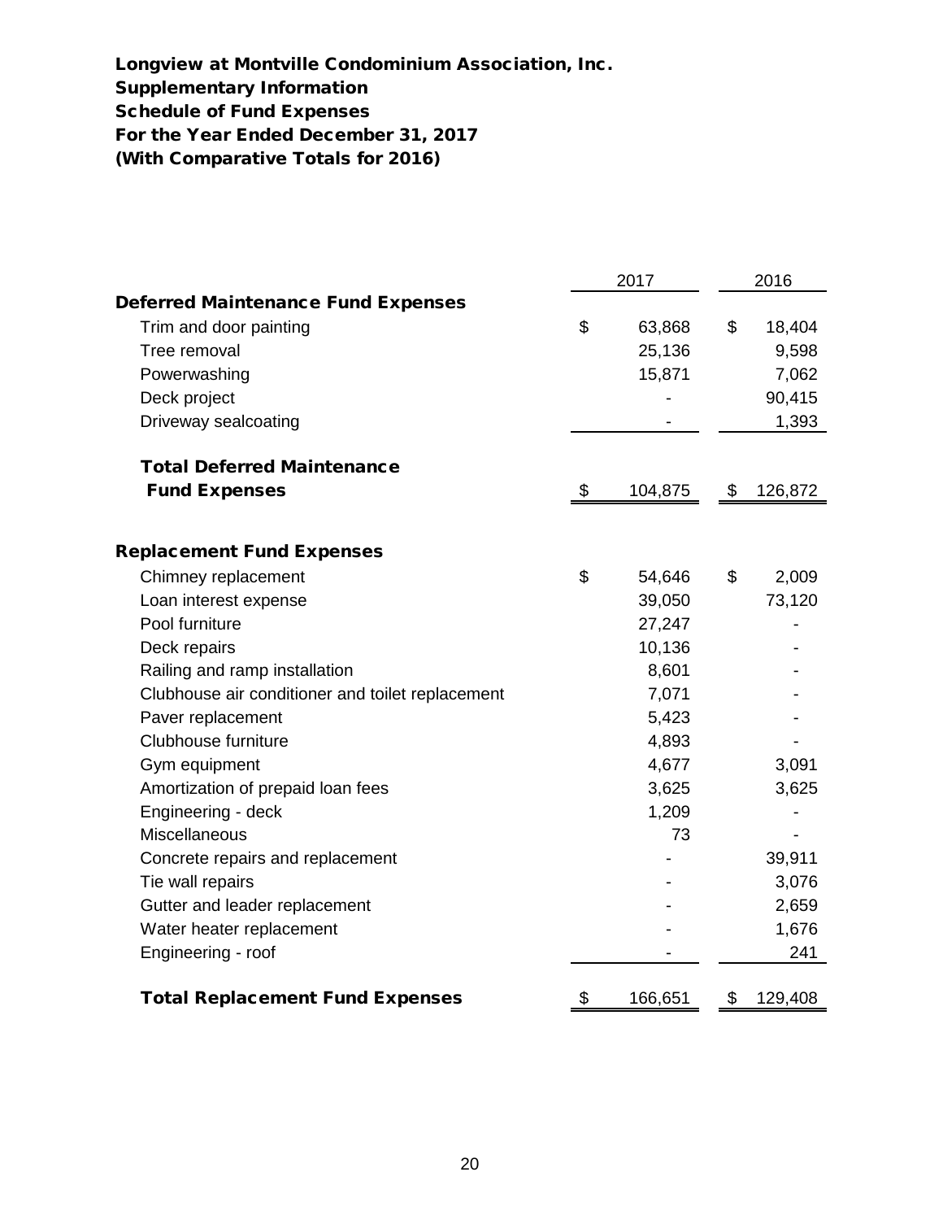# Longview at Montville Condominium Association, Inc.
## Supplementary Information
## Schedule of Fund Expenses
## For the Year Ended December 31, 2017
## (With Comparative Totals for 2016)

| | 2017 | 2016 |
|---|---|---|
| **Deferred Maintenance Fund Expenses** | | |
| Trim and door painting | $ 63,868 | $ 18,404 |
| Tree removal | 25,136 | 9,598 |
| Powerwashing | 15,871 | 7,062 |
| Deck project | - | 90,415 |
| Driveway sealcoating | - | 1,393 |
| **Total Deferred Maintenance Fund Expenses** | $ 104,875 | $ 126,872 |
| **Replacement Fund Expenses** | | |
| Chimney replacement | $ 54,646 | $ 2,009 |
| Loan interest expense | 39,050 | 73,120 |
| Pool furniture | 27,247 | - |
| Deck repairs | 10,136 | - |
| Railing and ramp installation | 8,601 | - |
| Clubhouse air conditioner and toilet replacement | 7,071 | - |
| Paver replacement | 5,423 | - |
| Clubhouse furniture | 4,893 | - |
| Gym equipment | 4,677 | 3,091 |
| Amortization of prepaid loan fees | 3,625 | 3,625 |
| Engineering - deck | 1,209 | - |
| Miscellaneous | 73 | - |
| Concrete repairs and replacement | - | 39,911 |
| Tie wall repairs | - | 3,076 |
| Gutter and leader replacement | - | 2,659 |
| Water heater replacement | - | 1,676 |
| Engineering - roof | - | 241 |
| **Total Replacement Fund Expenses** | $ 166,651 | $ 129,408 |